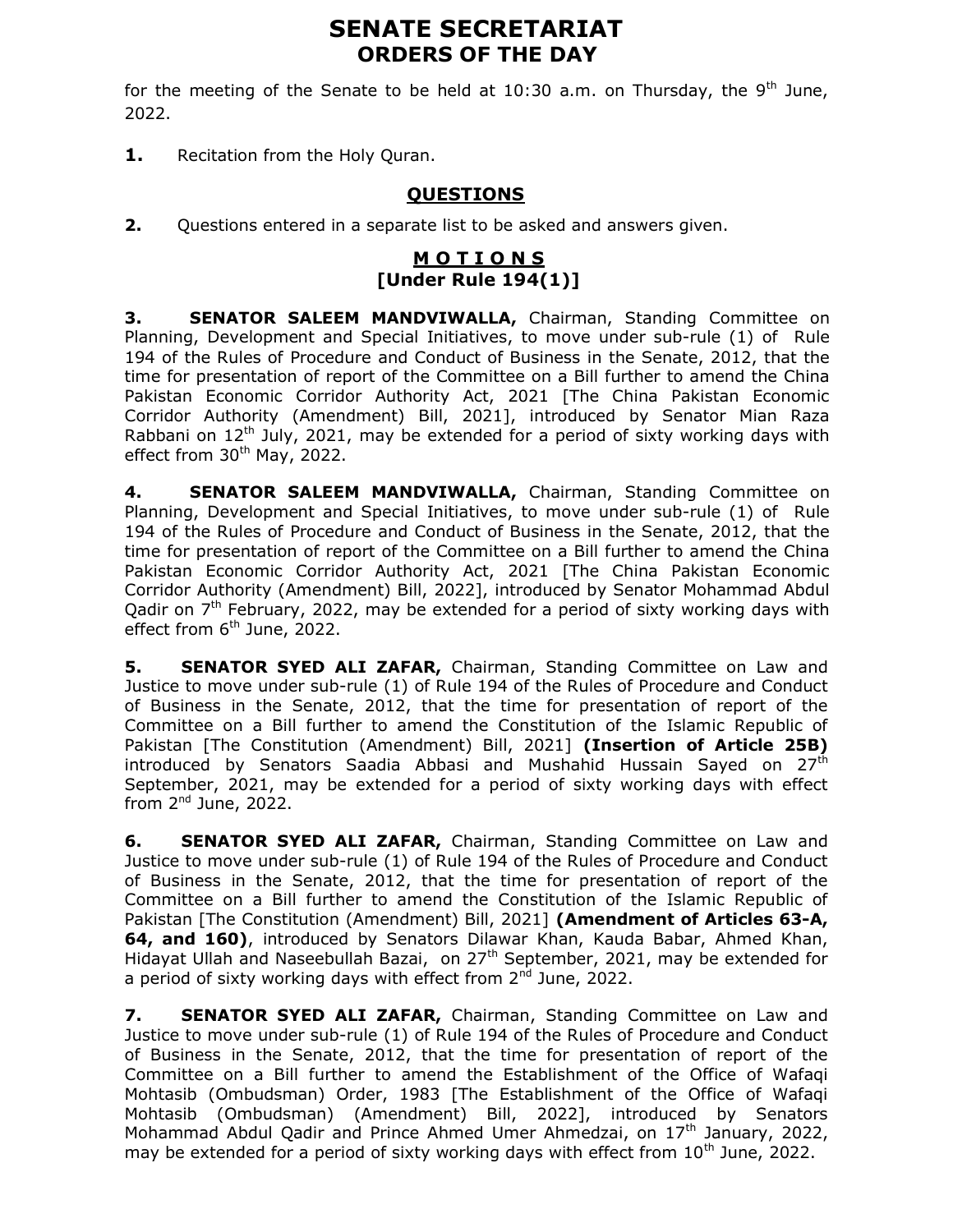# SENATE SECRETARIAT
## ORDERS OF THE DAY

for the meeting of the Senate to be held at 10:30 a.m. on Thursday, the 9th June, 2022.

**1.** Recitation from the Holy Quran.

## QUESTIONS

**2.** Questions entered in a separate list to be asked and answers given.

## M O T I O N S
## [Under Rule 194(1)]

**3.** **SENATOR SALEEM MANDVIWALLA,** Chairman, Standing Committee on Planning, Development and Special Initiatives, to move under sub-rule (1) of Rule 194 of the Rules of Procedure and Conduct of Business in the Senate, 2012, that the time for presentation of report of the Committee on a Bill further to amend the China Pakistan Economic Corridor Authority Act, 2021 [The China Pakistan Economic Corridor Authority (Amendment) Bill, 2021], introduced by Senator Mian Raza Rabbani on 12th July, 2021, may be extended for a period of sixty working days with effect from 30th May, 2022.

**4.** **SENATOR SALEEM MANDVIWALLA,** Chairman, Standing Committee on Planning, Development and Special Initiatives, to move under sub-rule (1) of Rule 194 of the Rules of Procedure and Conduct of Business in the Senate, 2012, that the time for presentation of report of the Committee on a Bill further to amend the China Pakistan Economic Corridor Authority Act, 2021 [The China Pakistan Economic Corridor Authority (Amendment) Bill, 2022], introduced by Senator Mohammad Abdul Qadir on 7th February, 2022, may be extended for a period of sixty working days with effect from 6th June, 2022.

**5.** **SENATOR SYED ALI ZAFAR,** Chairman, Standing Committee on Law and Justice to move under sub-rule (1) of Rule 194 of the Rules of Procedure and Conduct of Business in the Senate, 2012, that the time for presentation of report of the Committee on a Bill further to amend the Constitution of the Islamic Republic of Pakistan [The Constitution (Amendment) Bill, 2021] **(Insertion of Article 25B)** introduced by Senators Saadia Abbasi and Mushahid Hussain Sayed on 27th September, 2021, may be extended for a period of sixty working days with effect from 2nd June, 2022.

**6.** **SENATOR SYED ALI ZAFAR,** Chairman, Standing Committee on Law and Justice to move under sub-rule (1) of Rule 194 of the Rules of Procedure and Conduct of Business in the Senate, 2012, that the time for presentation of report of the Committee on a Bill further to amend the Constitution of the Islamic Republic of Pakistan [The Constitution (Amendment) Bill, 2021] **(Amendment of Articles 63-A, 64, and 160)**, introduced by Senators Dilawar Khan, Kauda Babar, Ahmed Khan, Hidayat Ullah and Naseebullah Bazai, on 27th September, 2021, may be extended for a period of sixty working days with effect from 2nd June, 2022.

**7.** **SENATOR SYED ALI ZAFAR,** Chairman, Standing Committee on Law and Justice to move under sub-rule (1) of Rule 194 of the Rules of Procedure and Conduct of Business in the Senate, 2012, that the time for presentation of report of the Committee on a Bill further to amend the Establishment of the Office of Wafaqi Mohtasib (Ombudsman) Order, 1983 [The Establishment of the Office of Wafaqi Mohtasib (Ombudsman) (Amendment) Bill, 2022], introduced by Senators Mohammad Abdul Qadir and Prince Ahmed Umer Ahmedzai, on 17th January, 2022, may be extended for a period of sixty working days with effect from 10th June, 2022.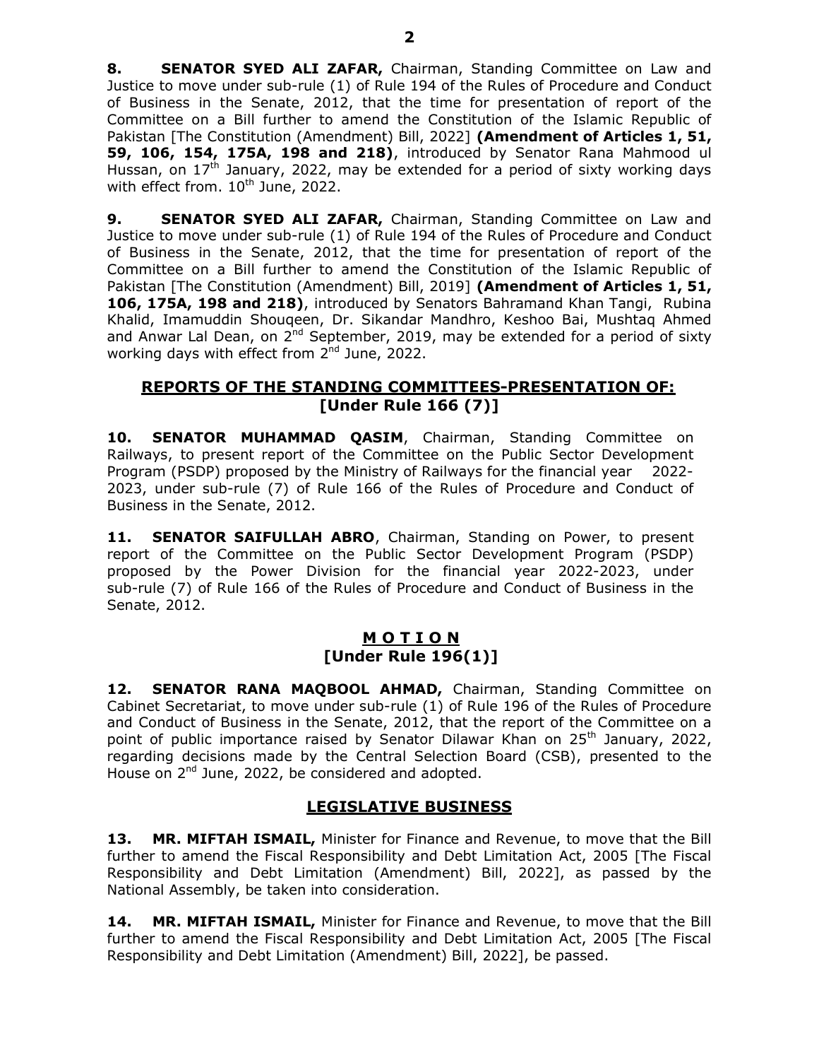**8. SENATOR SYED ALI ZAFAR,** Chairman, Standing Committee on Law and Justice to move under sub-rule (1) of Rule 194 of the Rules of Procedure and Conduct of Business in the Senate, 2012, that the time for presentation of report of the Committee on a Bill further to amend the Constitution of the Islamic Republic of Pakistan [The Constitution (Amendment) Bill, 2022] **(Amendment of Articles 1, 51, 59, 106, 154, 175A, 198 and 218)**, introduced by Senator Rana Mahmood ul Hussan, on 17th January, 2022, may be extended for a period of sixty working days with effect from. 10th June, 2022.

**9. SENATOR SYED ALI ZAFAR,** Chairman, Standing Committee on Law and Justice to move under sub-rule (1) of Rule 194 of the Rules of Procedure and Conduct of Business in the Senate, 2012, that the time for presentation of report of the Committee on a Bill further to amend the Constitution of the Islamic Republic of Pakistan [The Constitution (Amendment) Bill, 2019] **(Amendment of Articles 1, 51, 106, 175A, 198 and 218)**, introduced by Senators Bahramand Khan Tangi, Rubina Khalid, Imamuddin Shouqeen, Dr. Sikandar Mandhro, Keshoo Bai, Mushtaq Ahmed and Anwar Lal Dean, on 2nd September, 2019, may be extended for a period of sixty working days with effect from 2nd June, 2022.

## REPORTS OF THE STANDING COMMITTEES-PRESENTATION OF: [Under Rule 166 (7)]

**10. SENATOR MUHAMMAD QASIM**, Chairman, Standing Committee on Railways, to present report of the Committee on the Public Sector Development Program (PSDP) proposed by the Ministry of Railways for the financial year 2022-2023, under sub-rule (7) of Rule 166 of the Rules of Procedure and Conduct of Business in the Senate, 2012.

**11. SENATOR SAIFULLAH ABRO**, Chairman, Standing on Power, to present report of the Committee on the Public Sector Development Program (PSDP) proposed by the Power Division for the financial year 2022-2023, under sub-rule (7) of Rule 166 of the Rules of Procedure and Conduct of Business in the Senate, 2012.

## M O T I O N [Under Rule 196(1)]

**12. SENATOR RANA MAQBOOL AHMAD,** Chairman, Standing Committee on Cabinet Secretariat, to move under sub-rule (1) of Rule 196 of the Rules of Procedure and Conduct of Business in the Senate, 2012, that the report of the Committee on a point of public importance raised by Senator Dilawar Khan on 25th January, 2022, regarding decisions made by the Central Selection Board (CSB), presented to the House on 2nd June, 2022, be considered and adopted.

## LEGISLATIVE BUSINESS

**13. MR. MIFTAH ISMAIL,** Minister for Finance and Revenue, to move that the Bill further to amend the Fiscal Responsibility and Debt Limitation Act, 2005 [The Fiscal Responsibility and Debt Limitation (Amendment) Bill, 2022], as passed by the National Assembly, be taken into consideration.

**14. MR. MIFTAH ISMAIL,** Minister for Finance and Revenue, to move that the Bill further to amend the Fiscal Responsibility and Debt Limitation Act, 2005 [The Fiscal Responsibility and Debt Limitation (Amendment) Bill, 2022], be passed.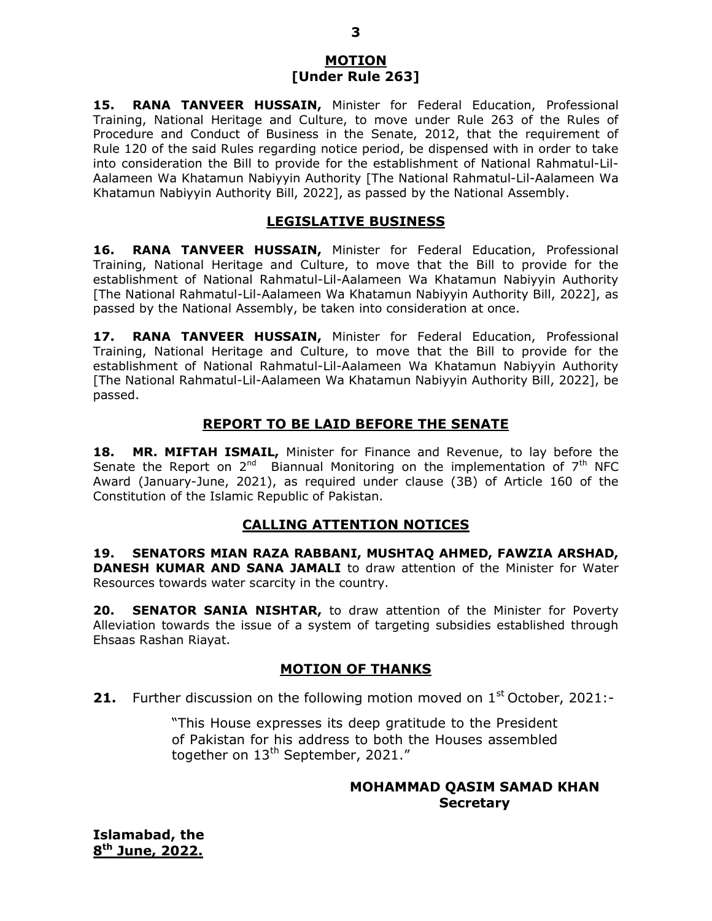## MOTION
## [Under Rule 263]

**15. RANA TANVEER HUSSAIN,** Minister for Federal Education, Professional Training, National Heritage and Culture, to move under Rule 263 of the Rules of Procedure and Conduct of Business in the Senate, 2012, that the requirement of Rule 120 of the said Rules regarding notice period, be dispensed with in order to take into consideration the Bill to provide for the establishment of National Rahmatul-Lil-Aalameen Wa Khatamun Nabiyyin Authority [The National Rahmatul-Lil-Aalameen Wa Khatamun Nabiyyin Authority Bill, 2022], as passed by the National Assembly.

## LEGISLATIVE BUSINESS

**16. RANA TANVEER HUSSAIN,** Minister for Federal Education, Professional Training, National Heritage and Culture, to move that the Bill to provide for the establishment of National Rahmatul-Lil-Aalameen Wa Khatamun Nabiyyin Authority [The National Rahmatul-Lil-Aalameen Wa Khatamun Nabiyyin Authority Bill, 2022], as passed by the National Assembly, be taken into consideration at once.

**17. RANA TANVEER HUSSAIN,** Minister for Federal Education, Professional Training, National Heritage and Culture, to move that the Bill to provide for the establishment of National Rahmatul-Lil-Aalameen Wa Khatamun Nabiyyin Authority [The National Rahmatul-Lil-Aalameen Wa Khatamun Nabiyyin Authority Bill, 2022], be passed.

## REPORT TO BE LAID BEFORE THE SENATE

**18. MR. MIFTAH ISMAIL,** Minister for Finance and Revenue, to lay before the Senate the Report on 2nd Biannual Monitoring on the implementation of 7th NFC Award (January-June, 2021), as required under clause (3B) of Article 160 of the Constitution of the Islamic Republic of Pakistan.

## CALLING ATTENTION NOTICES

**19. SENATORS MIAN RAZA RABBANI, MUSHTAQ AHMED, FAWZIA ARSHAD, DANESH KUMAR AND SANA JAMALI** to draw attention of the Minister for Water Resources towards water scarcity in the country.

**20. SENATOR SANIA NISHTAR,** to draw attention of the Minister for Poverty Alleviation towards the issue of a system of targeting subsidies established through Ehsaas Rashan Riayat.

## MOTION OF THANKS

**21.** Further discussion on the following motion moved on 1st October, 2021:-

> "This House expresses its deep gratitude to the President of Pakistan for his address to both the Houses assembled together on 13th September, 2021."

**MOHAMMAD QASIM SAMAD KHAN**
**Secretary**

**Islamabad, the**
**8th June, 2022.**